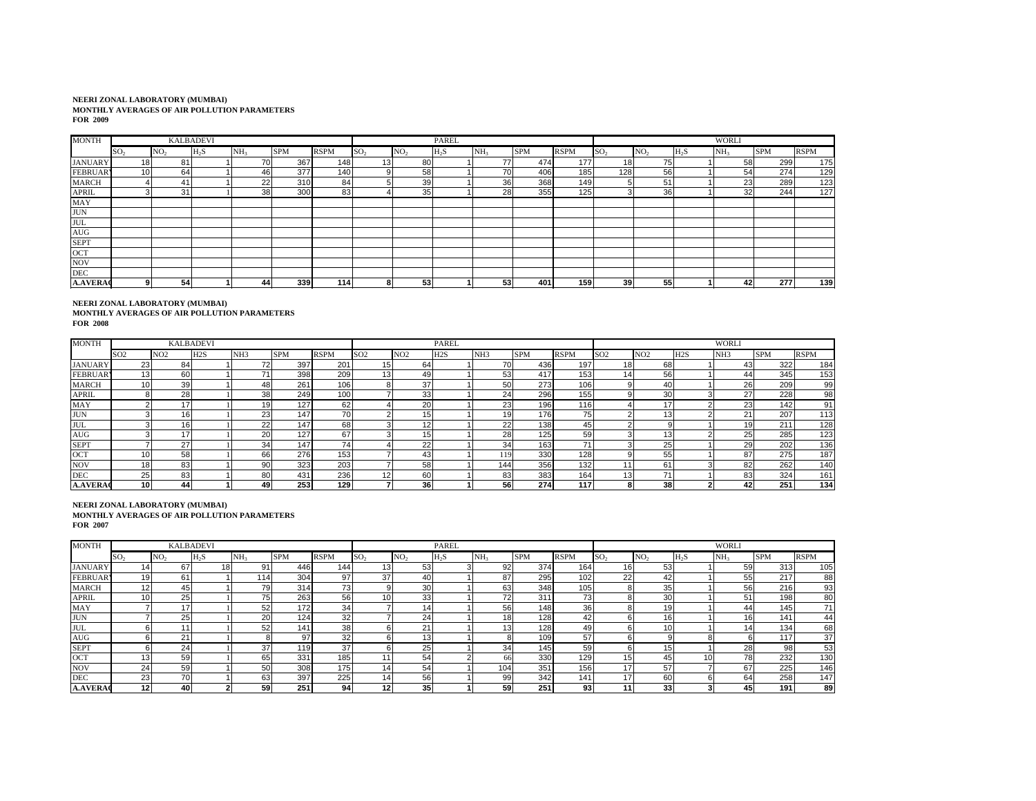**NEERI ZONAL LABORATORY (MUMBAI)**
**MONTHLY AVERAGES OF AIR POLLUTION PARAMETERS**
**FOR 2009**

| MONTH | KALBADEVI | | | | | | PAREL | | | | | | WORLI | | | | | |
|---|---|---|---|---|---|---|---|---|---|---|---|---|---|---|---|---|---|---|
| | $SO_2$ | $NO_2$ | $H_2S$ | $NH_3$ | SPM | RSPM | $SO_2$ | $NO_2$ | $H_2S$ | $NH_3$ | SPM | RSPM | $SO_2$ | $NO_2$ | $H_2S$ | $NH_3$ | SPM | RSPM |
| JANUARY | 18 | 81 | 1 | 70 | 367 | 148 | 13 | 80 | 1 | 77 | 474 | 177 | 18 | 75 | 1 | 58 | 299 | 175 |
| FEBRUARY | 10 | 64 | 1 | 46 | 377 | 140 | 9 | 58 | 1 | 70 | 406 | 185 | 128 | 56 | 1 | 54 | 274 | 129 |
| MARCH | 4 | 41 | 1 | 22 | 310 | 84 | 5 | 39 | 1 | 36 | 368 | 149 | 5 | 51 | 1 | 23 | 289 | 123 |
| APRIL | 3 | 31 | 1 | 38 | 300 | 83 | 4 | 35 | 1 | 28 | 355 | 125 | 3 | 36 | 1 | 32 | 244 | 127 |
| MAY | | | | | | | | | | | | | | | | | | |
| JUN | | | | | | | | | | | | | | | | | | |
| JUL | | | | | | | | | | | | | | | | | | |
| AUG | | | | | | | | | | | | | | | | | | |
| SEPT | | | | | | | | | | | | | | | | | | |
| OCT | | | | | | | | | | | | | | | | | | |
| NOV | | | | | | | | | | | | | | | | | | |
| DEC | | | | | | | | | | | | | | | | | | |
| **A.AVERAGE** | **9** | **54** | **1** | **44** | **339** | **114** | **8** | **53** | **1** | **53** | **401** | **159** | **39** | **55** | **1** | **42** | **277** | **139** |

**NEERI ZONAL LABORATORY (MUMBAI)**
**MONTHLY AVERAGES OF AIR POLLUTION PARAMETERS**
**FOR 2008**

| MONTH | KALBADEVI | | | | | | PAREL | | | | | | WORLI | | | | | |
|---|---|---|---|---|---|---|---|---|---|---|---|---|---|---|---|---|---|---|
| | SO2 | NO2 | H2S | NH3 | SPM | RSPM | SO2 | NO2 | H2S | NH3 | SPM | RSPM | SO2 | NO2 | H2S | NH3 | SPM | RSPM |
| JANUARY | 23 | 84 | 1 | 72 | 397 | 201 | 15 | 64 | 1 | 70 | 436 | 197 | 18 | 68 | 1 | 43 | 322 | 184 |
| FEBRUARY | 13 | 60 | 1 | 71 | 398 | 209 | 13 | 49 | 1 | 53 | 417 | 153 | 14 | 56 | 1 | 44 | 345 | 153 |
| MARCH | 10 | 39 | 1 | 48 | 261 | 106 | 8 | 37 | 1 | 50 | 273 | 106 | 9 | 40 | 1 | 26 | 209 | 99 |
| APRIL | 8 | 28 | 1 | 38 | 249 | 100 | 7 | 33 | 1 | 24 | 296 | 155 | 9 | 30 | 3 | 27 | 228 | 98 |
| MAY | 2 | 17 | 1 | 19 | 127 | 62 | 4 | 20 | 1 | 23 | 196 | 116 | 4 | 17 | 2 | 23 | 142 | 91 |
| JUN | 3 | 16 | 1 | 23 | 147 | 70 | 2 | 15 | 1 | 19 | 176 | 75 | 2 | 13 | 2 | 21 | 207 | 113 |
| JUL | 3 | 16 | 1 | 22 | 147 | 68 | 3 | 12 | 1 | 22 | 138 | 45 | 2 | 9 | 1 | 19 | 211 | 128 |
| AUG | 3 | 17 | 1 | 20 | 127 | 67 | 3 | 15 | 1 | 28 | 125 | 59 | 3 | 13 | 2 | 25 | 285 | 123 |
| SEPT | 7 | 27 | 1 | 34 | 147 | 74 | 4 | 22 | 1 | 34 | 163 | 71 | 3 | 25 | 1 | 29 | 202 | 136 |
| OCT | 10 | 58 | 1 | 66 | 276 | 153 | 7 | 43 | 1 | 119 | 330 | 128 | 9 | 55 | 1 | 87 | 275 | 187 |
| NOV | 18 | 83 | 1 | 90 | 323 | 203 | 7 | 58 | 1 | 144 | 356 | 132 | 11 | 61 | 3 | 82 | 262 | 140 |
| DEC | 25 | 83 | 1 | 80 | 431 | 236 | 12 | 60 | 1 | 83 | 383 | 164 | 13 | 71 | 1 | 83 | 324 | 161 |
| **A.AVERAGE** | **10** | **44** | **1** | **49** | **253** | **129** | **7** | **36** | **1** | **56** | **274** | **117** | **8** | **38** | **2** | **42** | **251** | **134** |

**NEERI ZONAL LABORATORY (MUMBAI)**
**MONTHLY AVERAGES OF AIR POLLUTION PARAMETERS**
**FOR 2007**

| MONTH | KALBADEVI | | | | | | PAREL | | | | | | WORLI | | | | | |
|---|---|---|---|---|---|---|---|---|---|---|---|---|---|---|---|---|---|---|
| | $SO_2$ | $NO_2$ | $H_2S$ | $NH_3$ | SPM | RSPM | $SO_2$ | $NO_2$ | $H_2S$ | $NH_3$ | SPM | RSPM | $SO_2$ | $NO_2$ | $H_2S$ | $NH_3$ | SPM | RSPM |
| JANUARY | 14 | 67 | 18 | 91 | 446 | 144 | 13 | 53 | 3 | 92 | 374 | 164 | 16 | 53 | 1 | 59 | 313 | 105 |
| FEBRUARY | 19 | 61 | 1 | 114 | 304 | 97 | 37 | 40 | 1 | 87 | 295 | 102 | 22 | 42 | 1 | 55 | 217 | 88 |
| MARCH | 12 | 45 | 1 | 79 | 314 | 73 | 9 | 30 | 1 | 63 | 348 | 105 | 8 | 35 | 1 | 56 | 216 | 93 |
| APRIL | 10 | 25 | 1 | 75 | 263 | 56 | 10 | 33 | 1 | 72 | 311 | 73 | 8 | 30 | 1 | 51 | 198 | 80 |
| MAY | 7 | 17 | 1 | 52 | 172 | 34 | 7 | 14 | 1 | 56 | 148 | 36 | 8 | 19 | 1 | 44 | 145 | 71 |
| JUN | 7 | 25 | 1 | 20 | 124 | 32 | 7 | 24 | 1 | 18 | 128 | 42 | 6 | 16 | 1 | 16 | 141 | 44 |
| JUL | 6 | 11 | 1 | 52 | 141 | 38 | 6 | 21 | 1 | 13 | 128 | 49 | 6 | 10 | 1 | 14 | 134 | 68 |
| AUG | 6 | 21 | 1 | 8 | 97 | 32 | 6 | 13 | 1 | 8 | 109 | 57 | 6 | 9 | 8 | 6 | 117 | 37 |
| SEPT | 6 | 24 | 1 | 37 | 119 | 37 | 6 | 25 | 1 | 34 | 145 | 59 | 6 | 15 | 1 | 28 | 98 | 53 |
| OCT | 13 | 59 | 1 | 65 | 331 | 185 | 11 | 54 | 2 | 66 | 330 | 129 | 15 | 45 | 10 | 78 | 232 | 130 |
| NOV | 24 | 59 | 1 | 50 | 308 | 175 | 14 | 54 | 1 | 104 | 351 | 156 | 17 | 57 | 7 | 67 | 225 | 146 |
| DEC | 23 | 70 | 1 | 63 | 397 | 225 | 14 | 56 | 1 | 99 | 342 | 141 | 17 | 60 | 6 | 64 | 258 | 147 |
| **A.AVERAGE** | **12** | **40** | **2** | **59** | **251** | **94** | **12** | **35** | **1** | **59** | **251** | **93** | **11** | **33** | **3** | **45** | **191** | **89** |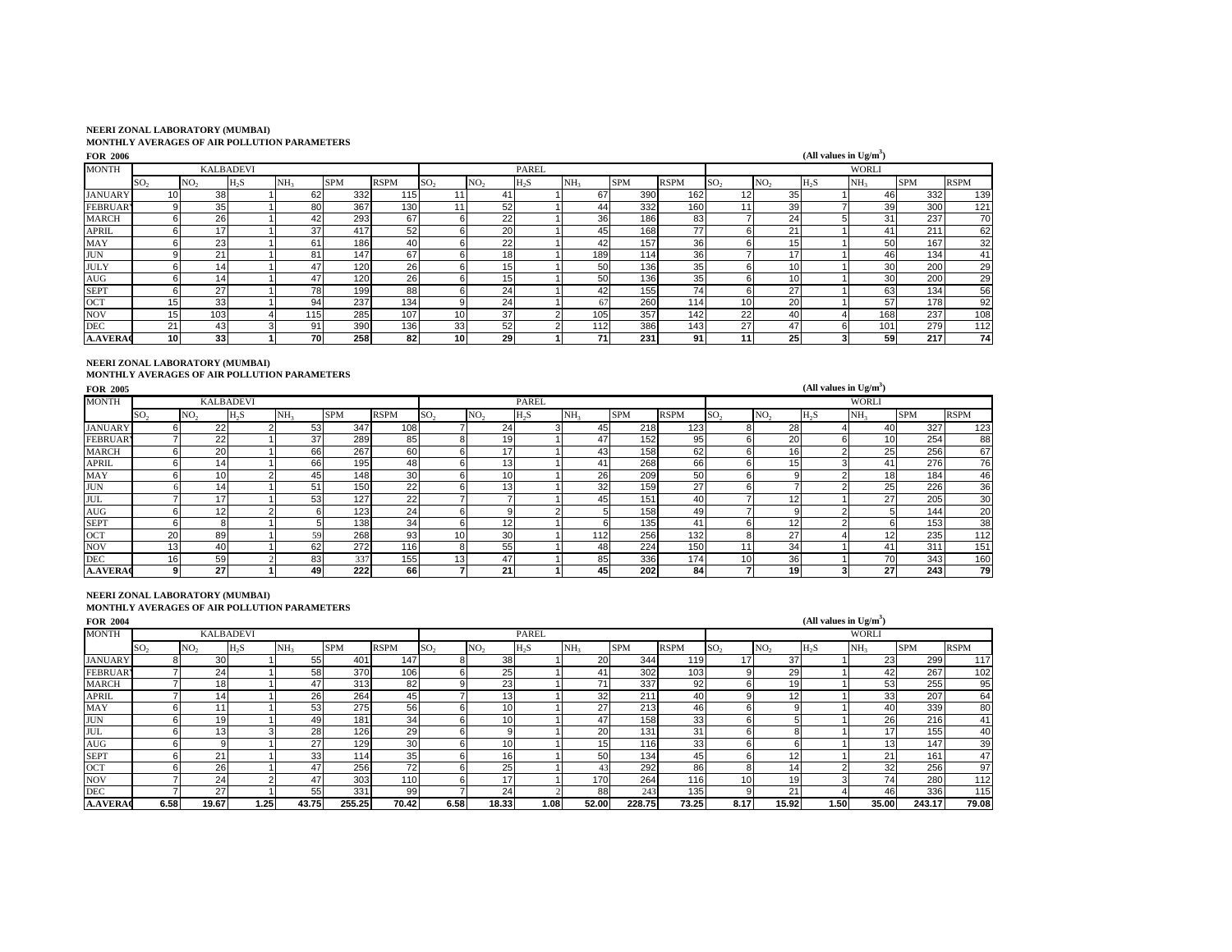**NEERI ZONAL LABORATORY (MUMBAI)**
**MONTHLY AVERAGES OF AIR POLLUTION PARAMETERS**

**FOR 2006** (All values in $Ug/m^3$)

| MONTH | KALBADEVI | | | | | | PAREL | | | | | | WORLI | | | | | |
|---|---|---|---|---|---|---|---|---|---|---|---|---|---|---|---|---|---|---|
| | $SO_2$ | $NO_2$ | $H_2S$ | $NH_3$ | SPM | RSPM | $SO_2$ | $NO_2$ | $H_2S$ | $NH_3$ | SPM | RSPM | $SO_2$ | $NO_2$ | $H_2S$ | $NH_3$ | SPM | RSPM |
| JANUARY | 10 | 38 | 1 | 62 | 332 | 115 | 11 | 41 | 1 | 67 | 390 | 162 | 12 | 35 | 1 | 46 | 332 | 139 |
| FEBRUARY | 9 | 35 | 1 | 80 | 367 | 130 | 11 | 52 | 1 | 44 | 332 | 160 | 11 | 39 | 7 | 39 | 300 | 121 |
| MARCH | 6 | 26 | 1 | 42 | 293 | 67 | 6 | 22 | 1 | 36 | 186 | 83 | 7 | 24 | 5 | 31 | 237 | 70 |
| APRIL | 6 | 17 | 1 | 37 | 417 | 52 | 6 | 20 | 1 | 45 | 168 | 77 | 6 | 21 | 1 | 41 | 211 | 62 |
| MAY | 6 | 23 | 1 | 61 | 186 | 40 | 6 | 22 | 1 | 42 | 157 | 36 | 6 | 15 | 1 | 50 | 167 | 32 |
| JUN | 9 | 21 | 1 | 81 | 147 | 67 | 6 | 18 | 1 | 189 | 114 | 36 | 7 | 17 | 1 | 46 | 134 | 41 |
| JULY | 6 | 14 | 1 | 47 | 120 | 26 | 6 | 15 | 1 | 50 | 136 | 35 | 6 | 10 | 1 | 30 | 200 | 29 |
| AUG | 6 | 14 | 1 | 47 | 120 | 26 | 6 | 15 | 1 | 50 | 136 | 35 | 6 | 10 | 1 | 30 | 200 | 29 |
| SEPT | 6 | 27 | 1 | 78 | 199 | 88 | 6 | 24 | 1 | 42 | 155 | 74 | 6 | 27 | 1 | 63 | 134 | 56 |
| OCT | 15 | 33 | 1 | 94 | 237 | 134 | 9 | 24 | 1 | 67 | 260 | 114 | 10 | 20 | 1 | 57 | 178 | 92 |
| NOV | 15 | 103 | 4 | 115 | 285 | 107 | 10 | 37 | 2 | 105 | 357 | 142 | 22 | 40 | 4 | 168 | 237 | 108 |
| DEC | 21 | 43 | 3 | 91 | 390 | 136 | 33 | 52 | 2 | 112 | 386 | 143 | 27 | 47 | 6 | 101 | 279 | 112 |
| **A.AVERAGE** | **10** | **33** | **1** | **70** | **258** | **82** | **10** | **29** | **1** | **71** | **231** | **91** | **11** | **25** | **3** | **59** | **217** | **74** |

**NEERI ZONAL LABORATORY (MUMBAI)**
**MONTHLY AVERAGES OF AIR POLLUTION PARAMETERS**

**FOR 2005** (All values in $Ug/m^3$)

| MONTH | KALBADEVI | | | | | | PAREL | | | | | | WORLI | | | | | |
|---|---|---|---|---|---|---|---|---|---|---|---|---|---|---|---|---|---|---|
| | $SO_2$ | $NO_2$ | $H_2S$ | $NH_3$ | SPM | RSPM | $SO_2$ | $NO_2$ | $H_2S$ | $NH_3$ | SPM | RSPM | $SO_2$ | $NO_2$ | $H_2S$ | $NH_3$ | SPM | RSPM |
| JANUARY | 6 | 22 | 2 | 53 | 347 | 108 | 7 | 24 | 3 | 45 | 218 | 123 | 8 | 28 | 4 | 40 | 327 | 123 |
| FEBRUARY | 7 | 22 | 1 | 37 | 289 | 85 | 8 | 19 | 1 | 47 | 152 | 95 | 6 | 20 | 6 | 10 | 254 | 88 |
| MARCH | 6 | 20 | 1 | 66 | 267 | 60 | 6 | 17 | 1 | 43 | 158 | 62 | 6 | 16 | 2 | 25 | 256 | 67 |
| APRIL | 6 | 14 | 1 | 66 | 195 | 48 | 6 | 13 | 1 | 41 | 268 | 66 | 6 | 15 | 3 | 41 | 276 | 76 |
| MAY | 6 | 10 | 2 | 45 | 148 | 30 | 6 | 10 | 1 | 26 | 209 | 50 | 6 | 9 | 2 | 18 | 184 | 46 |
| JUN | 6 | 14 | 1 | 51 | 150 | 22 | 6 | 13 | 1 | 32 | 159 | 27 | 6 | 7 | 2 | 25 | 226 | 36 |
| JUL | 7 | 17 | 1 | 53 | 127 | 22 | 7 | 7 | 1 | 45 | 151 | 40 | 7 | 12 | 1 | 27 | 205 | 30 |
| AUG | 6 | 12 | 2 | 6 | 123 | 24 | 6 | 9 | 2 | 5 | 158 | 49 | 7 | 9 | 2 | 5 | 144 | 20 |
| SEPT | 6 | 8 | 1 | 5 | 138 | 34 | 6 | 12 | 1 | 6 | 135 | 41 | 6 | 12 | 2 | 6 | 153 | 38 |
| OCT | 20 | 89 | 1 | 59 | 268 | 93 | 10 | 30 | 1 | 112 | 256 | 132 | 8 | 27 | 4 | 12 | 235 | 112 |
| NOV | 13 | 40 | 1 | 62 | 272 | 116 | 8 | 55 | 1 | 48 | 224 | 150 | 11 | 34 | 1 | 41 | 311 | 151 |
| DEC | 16 | 59 | 2 | 83 | 337 | 155 | 13 | 47 | 1 | 85 | 336 | 174 | 10 | 36 | 1 | 70 | 343 | 160 |
| **A.AVERAGE** | **9** | **27** | **1** | **49** | **222** | **66** | **7** | **21** | **1** | **45** | **202** | **84** | **7** | **19** | **3** | **27** | **243** | **79** |

**NEERI ZONAL LABORATORY (MUMBAI)**
**MONTHLY AVERAGES OF AIR POLLUTION PARAMETERS**

**FOR 2004** (All values in $Ug/m^3$)

| MONTH | KALBADEVI | | | | | | PAREL | | | | | | WORLI | | | | | |
|---|---|---|---|---|---|---|---|---|---|---|---|---|---|---|---|---|---|---|
| | $SO_2$ | $NO_2$ | $H_2S$ | $NH_3$ | SPM | RSPM | $SO_2$ | $NO_2$ | $H_2S$ | $NH_3$ | SPM | RSPM | $SO_2$ | $NO_2$ | $H_2S$ | $NH_3$ | SPM | RSPM |
| JANUARY | 8 | 30 | 1 | 55 | 401 | 147 | 8 | 38 | 1 | 20 | 344 | 119 | 17 | 37 | 1 | 23 | 299 | 117 |
| FEBRUARY | 7 | 24 | 1 | 58 | 370 | 106 | 6 | 25 | 1 | 41 | 302 | 103 | 9 | 29 | 1 | 42 | 267 | 102 |
| MARCH | 7 | 18 | 1 | 47 | 313 | 82 | 9 | 23 | 1 | 71 | 337 | 92 | 6 | 19 | 1 | 53 | 255 | 95 |
| APRIL | 7 | 14 | 1 | 26 | 264 | 45 | 7 | 13 | 1 | 32 | 211 | 40 | 9 | 12 | 1 | 33 | 207 | 64 |
| MAY | 6 | 11 | 1 | 53 | 275 | 56 | 6 | 10 | 1 | 27 | 213 | 46 | 6 | 9 | 1 | 40 | 339 | 80 |
| JUN | 6 | 19 | 1 | 49 | 181 | 34 | 6 | 10 | 1 | 47 | 158 | 33 | 6 | 5 | 1 | 26 | 216 | 41 |
| JUL | 6 | 13 | 3 | 28 | 126 | 29 | 6 | 9 | 1 | 20 | 131 | 31 | 6 | 8 | 1 | 17 | 155 | 40 |
| AUG | 6 | 9 | 1 | 27 | 129 | 30 | 6 | 10 | 1 | 15 | 116 | 33 | 6 | 6 | 1 | 13 | 147 | 39 |
| SEPT | 6 | 21 | 1 | 33 | 114 | 35 | 6 | 16 | 1 | 50 | 134 | 45 | 6 | 12 | 1 | 21 | 161 | 47 |
| OCT | 6 | 26 | 1 | 47 | 256 | 72 | 6 | 25 | 1 | 43 | 292 | 86 | 8 | 14 | 2 | 32 | 256 | 97 |
| NOV | 7 | 24 | 2 | 47 | 303 | 110 | 6 | 17 | 1 | 170 | 264 | 116 | 10 | 19 | 3 | 74 | 280 | 112 |
| DEC | 7 | 27 | 1 | 55 | 331 | 99 | 7 | 24 | 2 | 88 | 243 | 135 | 9 | 21 | 4 | 46 | 336 | 115 |
| **A.AVERAGE** | **6.58** | **19.67** | **1.25** | **43.75** | **255.25** | **70.42** | **6.58** | **18.33** | **1.08** | **52.00** | **228.75** | **73.25** | **8.17** | **15.92** | **1.50** | **35.00** | **243.17** | **79.08** |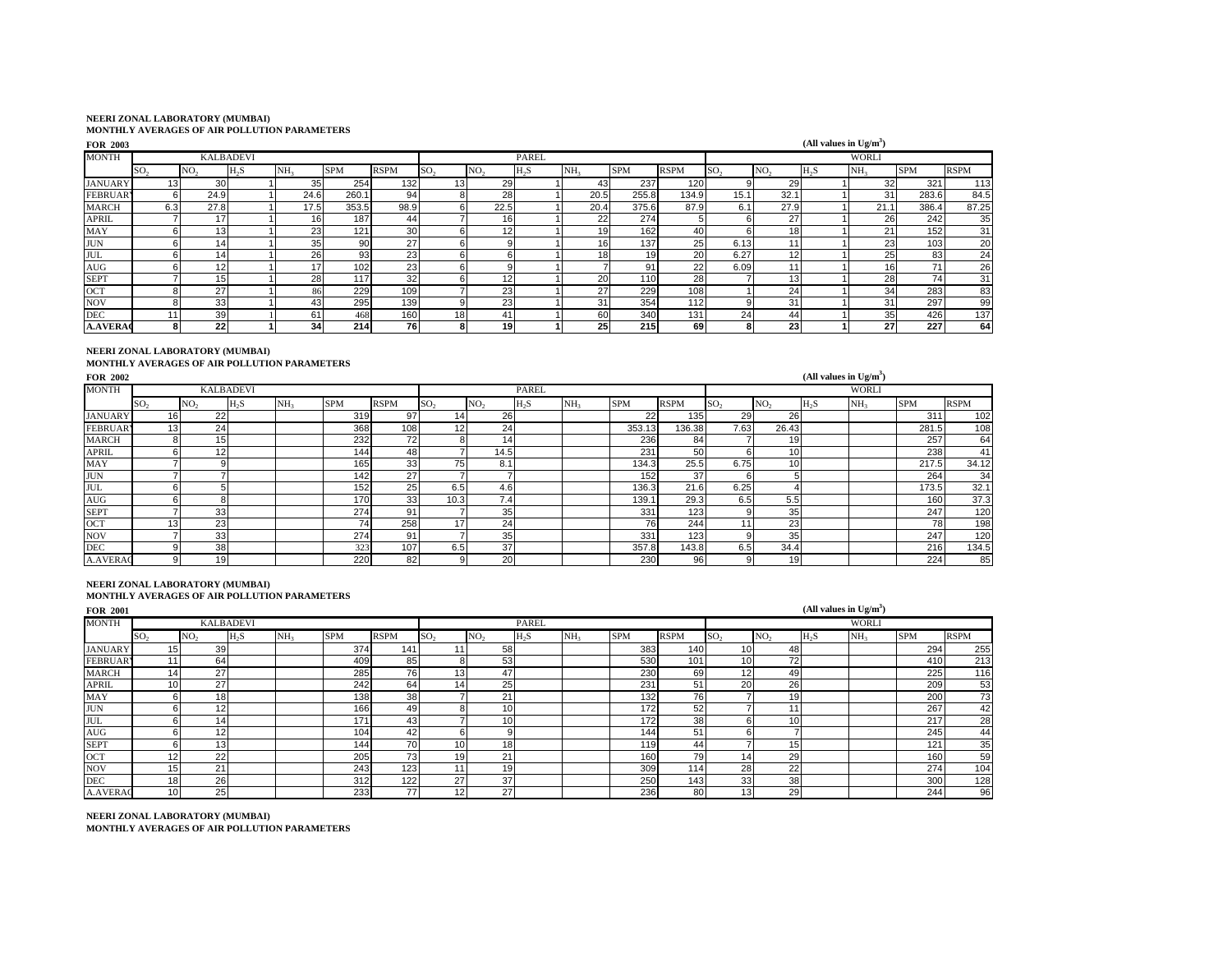**NEERI ZONAL LABORATORY (MUMBAI)**
**MONTHLY AVERAGES OF AIR POLLUTION PARAMETERS**

**FOR 2003** **(All values in Ug/m$^3$)**

| MONTH | KALBADEVI | | | | | | PAREL | | | | | | WORLI | | | | | |
|---|---|---|---|---|---|---|---|---|---|---|---|---|---|---|---|---|---|---|
| | $SO_2$ | $NO_2$ | $H_2S$ | $NH_3$ | SPM | RSPM | $SO_2$ | $NO_2$ | $H_2S$ | $NH_3$ | SPM | RSPM | $SO_2$ | $NO_2$ | $H_2S$ | $NH_3$ | SPM | RSPM |
| JANUARY | 13 | 30 | 1 | 35 | 254 | 132 | 13 | 29 | 1 | 43 | 237 | 120 | 9 | 29 | 1 | 32 | 321 | 113 |
| FEBRUARY | 6 | 24.9 | 1 | 24.6 | 260.1 | 94 | 8 | 28 | 1 | 20.5 | 255.8 | 134.9 | 15.1 | 32.1 | 1 | 31 | 283.6 | 84.5 |
| MARCH | 6.3 | 27.8 | 1 | 17.5 | 353.5 | 98.9 | 6 | 22.5 | 1 | 20.4 | 375.6 | 87.9 | 6.1 | 27.9 | 1 | 21.1 | 386.4 | 87.25 |
| APRIL | 7 | 17 | 1 | 16 | 187 | 44 | 7 | 16 | 1 | 22 | 274 | 5 | 6 | 27 | 1 | 26 | 242 | 35 |
| MAY | 6 | 13 | 1 | 23 | 121 | 30 | 6 | 12 | 1 | 19 | 162 | 40 | 6 | 18 | 1 | 21 | 152 | 31 |
| JUN | 6 | 14 | 1 | 35 | 90 | 27 | 6 | 9 | 1 | 16 | 137 | 25 | 6.13 | 11 | 1 | 23 | 103 | 20 |
| JUL | 6 | 14 | 1 | 26 | 93 | 23 | 6 | 6 | 1 | 18 | 19 | 20 | 6.27 | 12 | 1 | 25 | 83 | 24 |
| AUG | 6 | 12 | 1 | 17 | 102 | 23 | 6 | 9 | 1 | 7 | 91 | 22 | 6.09 | 11 | 1 | 16 | 71 | 26 |
| SEPT | 7 | 15 | 1 | 28 | 117 | 32 | 6 | 12 | 1 | 20 | 110 | 28 | 7 | 13 | 1 | 28 | 74 | 31 |
| OCT | 8 | 27 | 1 | 86 | 229 | 109 | 7 | 23 | 1 | 27 | 229 | 108 | 1 | 24 | 1 | 34 | 283 | 83 |
| NOV | 8 | 33 | 1 | 43 | 295 | 139 | 9 | 23 | 1 | 31 | 354 | 112 | 9 | 31 | 1 | 31 | 297 | 99 |
| DEC | 11 | 39 | 1 | 61 | 468 | 160 | 18 | 41 | 1 | 60 | 340 | 131 | 24 | 44 | 1 | 35 | 426 | 137 |
| **A.AVERAGE** | **8** | **22** | **1** | **34** | **214** | **76** | **8** | **19** | **1** | **25** | **215** | **69** | **8** | **23** | **1** | **27** | **227** | **64** |

**NEERI ZONAL LABORATORY (MUMBAI)**
**MONTHLY AVERAGES OF AIR POLLUTION PARAMETERS**

**FOR 2002** **(All values in Ug/m$^3$)**

| MONTH | KALBADEVI | | | | | | PAREL | | | | | | WORLI | | | | | |
|---|---|---|---|---|---|---|---|---|---|---|---|---|---|---|---|---|---|---|
| | $SO_2$ | $NO_2$ | $H_2S$ | $NH_3$ | SPM | RSPM | $SO_2$ | $NO_2$ | $H_2S$ | $NH_3$ | SPM | RSPM | $SO_2$ | $NO_2$ | $H_2S$ | $NH_3$ | SPM | RSPM |
| JANUARY | 16 | 22 | | | 319 | 97 | 14 | 26 | | | 22 | 135 | 29 | 26 | | | 311 | 102 |
| FEBRUARY | 13 | 24 | | | 368 | 108 | 12 | 24 | | | 353.13 | 136.38 | 7.63 | 26.43 | | | 281.5 | 108 |
| MARCH | 8 | 15 | | | 232 | 72 | 8 | 14 | | | 236 | 84 | 7 | 19 | | | 257 | 64 |
| APRIL | 6 | 12 | | | 144 | 48 | 7 | 14.5 | | | 231 | 50 | 6 | 10 | | | 238 | 41 |
| MAY | 7 | 9 | | | 165 | 33 | 75 | 8.1 | | | 134.3 | 25.5 | 6.75 | 10 | | | 217.5 | 34.12 |
| JUN | 7 | 7 | | | 142 | 27 | 7 | 7 | | | 152 | 37 | 6 | 5 | | | 264 | 34 |
| JUL | 6 | 5 | | | 152 | 25 | 6.5 | 4.6 | | | 136.3 | 21.6 | 6.25 | 4 | | | 173.5 | 32.1 |
| AUG | 6 | 8 | | | 170 | 33 | 10.3 | 7.4 | | | 139.1 | 29.3 | 6.5 | 5.5 | | | 160 | 37.3 |
| SEPT | 7 | 33 | | | 274 | 91 | 7 | 35 | | | 331 | 123 | 9 | 35 | | | 247 | 120 |
| OCT | 13 | 23 | | | 74 | 258 | 17 | 24 | | | 76 | 244 | 11 | 23 | | | 78 | 198 |
| NOV | 7 | 33 | | | 274 | 91 | 7 | 35 | | | 331 | 123 | 9 | 35 | | | 247 | 120 |
| DEC | 9 | 38 | | | 323 | 107 | 6.5 | 37 | | | 357.8 | 143.8 | 6.5 | 34.4 | | | 216 | 134.5 |
| A.AVERAGE | 9 | 19 | | | 220 | 82 | 9 | 20 | | | 230 | 96 | 9 | 19 | | | 224 | 85 |

**NEERI ZONAL LABORATORY (MUMBAI)**
**MONTHLY AVERAGES OF AIR POLLUTION PARAMETERS**

**FOR 2001** **(All values in Ug/m$^3$)**

| MONTH | KALBADEVI | | | | | | PAREL | | | | | | WORLI | | | | | |
|---|---|---|---|---|---|---|---|---|---|---|---|---|---|---|---|---|---|---|
| | $SO_2$ | $NO_2$ | $H_2S$ | $NH_3$ | SPM | RSPM | $SO_2$ | $NO_2$ | $H_2S$ | $NH_3$ | SPM | RSPM | $SO_2$ | $NO_2$ | $H_2S$ | $NH_3$ | SPM | RSPM |
| JANUARY | 15 | 39 | | | 374 | 141 | 11 | 58 | | | 383 | 140 | 10 | 48 | | | 294 | 255 |
| FEBRUARY | 11 | 64 | | | 409 | 85 | 8 | 53 | | | 530 | 101 | 10 | 72 | | | 410 | 213 |
| MARCH | 14 | 27 | | | 285 | 76 | 13 | 47 | | | 230 | 69 | 12 | 49 | | | 225 | 116 |
| APRIL | 10 | 27 | | | 242 | 64 | 14 | 25 | | | 231 | 51 | 20 | 26 | | | 209 | 53 |
| MAY | 6 | 18 | | | 138 | 38 | 7 | 21 | | | 132 | 76 | 7 | 19 | | | 200 | 73 |
| JUN | 6 | 12 | | | 166 | 49 | 8 | 10 | | | 172 | 52 | 7 | 11 | | | 267 | 42 |
| JUL | 6 | 14 | | | 171 | 43 | 7 | 10 | | | 172 | 38 | 6 | 10 | | | 217 | 28 |
| AUG | 6 | 12 | | | 104 | 42 | 6 | 9 | | | 144 | 51 | 6 | 7 | | | 245 | 44 |
| SEPT | 6 | 13 | | | 144 | 70 | 10 | 18 | | | 119 | 44 | 7 | 15 | | | 121 | 35 |
| OCT | 12 | 22 | | | 205 | 73 | 19 | 21 | | | 160 | 79 | 14 | 29 | | | 160 | 59 |
| NOV | 15 | 21 | | | 243 | 123 | 11 | 19 | | | 309 | 114 | 28 | 22 | | | 274 | 104 |
| DEC | 18 | 26 | | | 312 | 122 | 27 | 37 | | | 250 | 143 | 33 | 38 | | | 300 | 128 |
| A.AVERAGE | 10 | 25 | | | 233 | 77 | 12 | 27 | | | 236 | 80 | 13 | 29 | | | 244 | 96 |

**NEERI ZONAL LABORATORY (MUMBAI)**
**MONTHLY AVERAGES OF AIR POLLUTION PARAMETERS**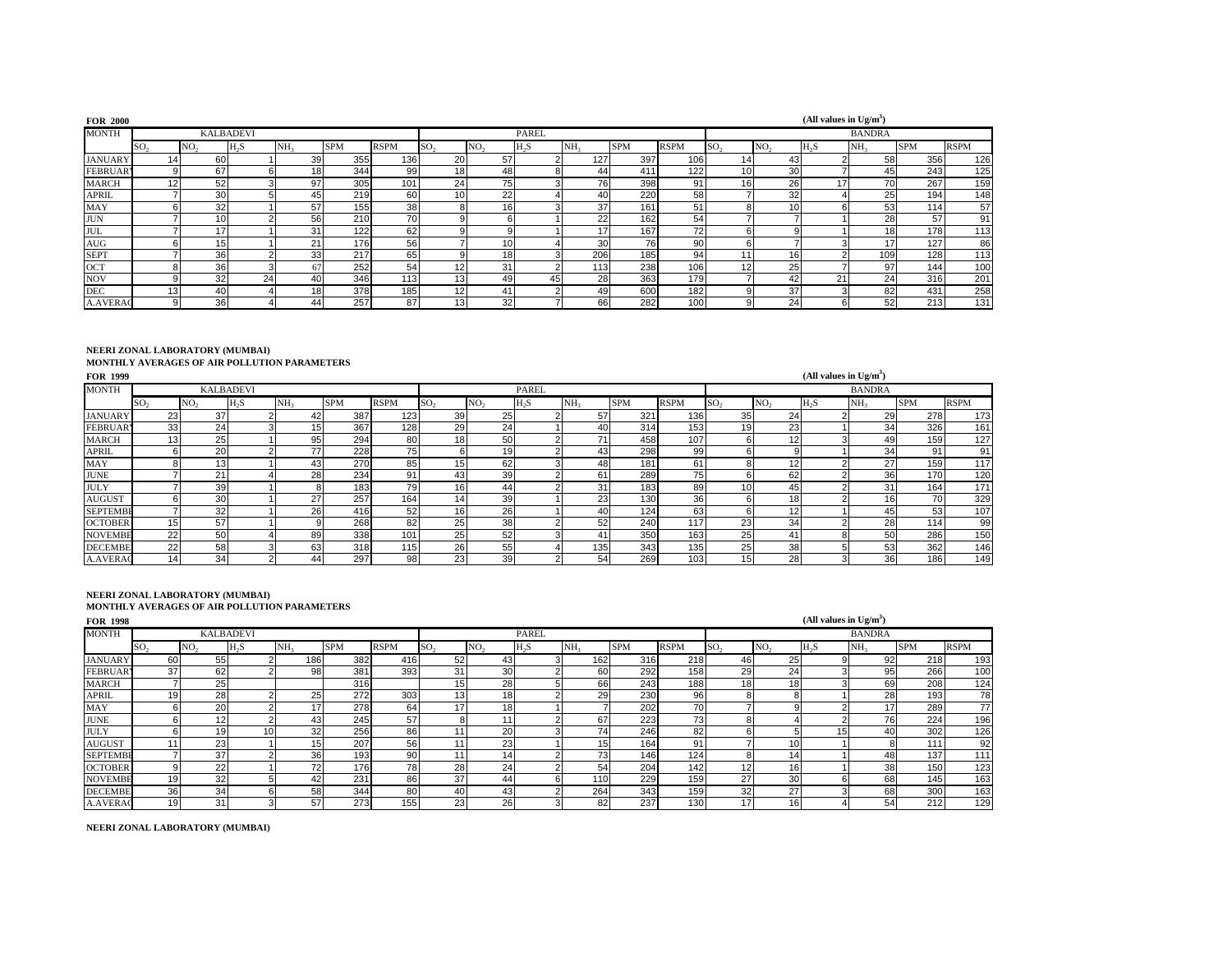**FOR 2000** **(All values in $Ug/m^3$)**

| MONTH | KALBADEVI | | | | | | PAREL | | | | | | BANDRA | | | | | |
|---|---|---|---|---|---|---|---|---|---|---|---|---|---|---|---|---|---|---|
| | $SO_2$ | $NO_2$ | $H_2S$ | $NH_3$ | SPM | RSPM | $SO_2$ | $NO_2$ | $H_2S$ | $NH_3$ | SPM | RSPM | $SO_2$ | $NO_2$ | $H_2S$ | $NH_3$ | SPM | RSPM |
| JANUARY | 14 | 60 | 1 | 39 | 355 | 136 | 20 | 57 | 2 | 127 | 397 | 106 | 14 | 43 | 2 | 58 | 356 | 126 |
| FEBRUAR | 9 | 67 | 6 | 18 | 344 | 99 | 18 | 48 | 8 | 44 | 411 | 122 | 10 | 30 | 7 | 45 | 243 | 125 |
| MARCH | 12 | 52 | 3 | 97 | 305 | 101 | 24 | 75 | 3 | 76 | 398 | 91 | 16 | 26 | 17 | 70 | 267 | 159 |
| APRIL | 7 | 30 | 5 | 45 | 219 | 60 | 10 | 22 | 4 | 40 | 220 | 58 | 7 | 32 | 4 | 25 | 194 | 148 |
| MAY | 6 | 32 | 1 | 57 | 155 | 38 | 8 | 16 | 3 | 37 | 161 | 51 | 8 | 10 | 6 | 53 | 114 | 57 |
| JUN | 7 | 10 | 2 | 56 | 210 | 70 | 9 | 6 | 1 | 22 | 162 | 54 | 7 | 7 | 1 | 28 | 57 | 91 |
| JUL | 7 | 17 | 1 | 31 | 122 | 62 | 9 | 9 | 1 | 17 | 167 | 72 | 6 | 9 | 1 | 18 | 178 | 113 |
| AUG | 6 | 15 | 1 | 21 | 176 | 56 | 7 | 10 | 4 | 30 | 76 | 90 | 6 | 7 | 3 | 17 | 127 | 86 |
| SEPT | 7 | 36 | 2 | 33 | 217 | 65 | 9 | 18 | 3 | 206 | 185 | 94 | 11 | 16 | 2 | 109 | 128 | 113 |
| OCT | 8 | 36 | 3 | 67 | 252 | 54 | 12 | 31 | 2 | 113 | 238 | 106 | 12 | 25 | 7 | 97 | 144 | 100 |
| NOV | 9 | 32 | 24 | 40 | 346 | 113 | 13 | 49 | 45 | 28 | 363 | 179 | 7 | 42 | 21 | 24 | 316 | 201 |
| DEC | 13 | 40 | 4 | 18 | 378 | 185 | 12 | 41 | 2 | 49 | 600 | 182 | 9 | 37 | 3 | 82 | 431 | 258 |
| A.AVERAG | 9 | 36 | 4 | 44 | 257 | 87 | 13 | 32 | 7 | 66 | 282 | 100 | 9 | 24 | 6 | 52 | 213 | 131 |

**NEERI ZONAL LABORATORY (MUMBAI)**

**MONTHLY AVERAGES OF AIR POLLUTION PARAMETERS**

**FOR 1999** **(All values in $Ug/m^3$)**

| MONTH | KALBADEVI | | | | | | PAREL | | | | | | BANDRA | | | | | |
|---|---|---|---|---|---|---|---|---|---|---|---|---|---|---|---|---|---|---|
| | $SO_2$ | $NO_2$ | $H_2S$ | $NH_3$ | SPM | RSPM | $SO_2$ | $NO_2$ | $H_2S$ | $NH_3$ | SPM | RSPM | $SO_2$ | $NO_2$ | $H_2S$ | $NH_3$ | SPM | RSPM |
| JANUARY | 23 | 37 | 2 | 42 | 387 | 123 | 39 | 25 | 2 | 57 | 321 | 136 | 35 | 24 | 2 | 29 | 278 | 173 |
| FEBRUAR | 33 | 24 | 3 | 15 | 367 | 128 | 29 | 24 | 1 | 40 | 314 | 153 | 19 | 23 | 1 | 34 | 326 | 161 |
| MARCH | 13 | 25 | 1 | 95 | 294 | 80 | 18 | 50 | 2 | 71 | 458 | 107 | 6 | 12 | 3 | 49 | 159 | 127 |
| APRIL | 6 | 20 | 2 | 77 | 228 | 75 | 6 | 19 | 2 | 43 | 298 | 99 | 6 | 9 | 1 | 34 | 91 | 91 |
| MAY | 8 | 13 | 1 | 43 | 270 | 85 | 15 | 62 | 3 | 48 | 181 | 61 | 8 | 12 | 2 | 27 | 159 | 117 |
| JUNE | 7 | 21 | 4 | 28 | 234 | 91 | 43 | 39 | 2 | 61 | 289 | 75 | 6 | 62 | 2 | 36 | 170 | 120 |
| JULY | 7 | 39 | 1 | 8 | 183 | 79 | 16 | 44 | 2 | 31 | 183 | 89 | 10 | 45 | 2 | 31 | 164 | 171 |
| AUGUST | 6 | 30 | 1 | 27 | 257 | 164 | 14 | 39 | 1 | 23 | 130 | 36 | 6 | 18 | 2 | 16 | 70 | 329 |
| SEPTEMBE | 7 | 32 | 1 | 26 | 416 | 52 | 16 | 26 | 1 | 40 | 124 | 63 | 6 | 12 | 1 | 45 | 53 | 107 |
| OCTOBER | 15 | 57 | 1 | 9 | 268 | 82 | 25 | 38 | 2 | 52 | 240 | 117 | 23 | 34 | 2 | 28 | 114 | 99 |
| NOVEMBE | 22 | 50 | 4 | 89 | 338 | 101 | 25 | 52 | 3 | 41 | 350 | 163 | 25 | 41 | 8 | 50 | 286 | 150 |
| DECEMBE | 22 | 58 | 3 | 63 | 318 | 115 | 26 | 55 | 4 | 135 | 343 | 135 | 25 | 38 | 5 | 53 | 362 | 146 |
| A.AVERAG | 14 | 34 | 2 | 44 | 297 | 98 | 23 | 39 | 2 | 54 | 269 | 103 | 15 | 28 | 3 | 36 | 186 | 149 |

**NEERI ZONAL LABORATORY (MUMBAI)**

**MONTHLY AVERAGES OF AIR POLLUTION PARAMETERS**

**FOR 1998** **(All values in $Ug/m^3$)**

| MONTH | KALBADEVI | | | | | | PAREL | | | | | | BANDRA | | | | | |
|---|---|---|---|---|---|---|---|---|---|---|---|---|---|---|---|---|---|---|
| | $SO_2$ | $NO_2$ | $H_2S$ | $NH_3$ | SPM | RSPM | $SO_2$ | $NO_2$ | $H_2S$ | $NH_3$ | SPM | RSPM | $SO_2$ | $NO_2$ | $H_2S$ | $NH_3$ | SPM | RSPM |
| JANUARY | 60 | 55 | 2 | 186 | 382 | 416 | 52 | 43 | 3 | 162 | 316 | 218 | 46 | 25 | 9 | 92 | 218 | 193 |
| FEBRUAR | 37 | 62 | 2 | 98 | 381 | 393 | 31 | 30 | 2 | 60 | 292 | 158 | 29 | 24 | 3 | 95 | 266 | 100 |
| MARCH | 7 | 25 | | | 316 | | 15 | 28 | 5 | 66 | 243 | 188 | 18 | 18 | 3 | 69 | 208 | 124 |
| APRIL | 19 | 28 | 2 | 25 | 272 | 303 | 13 | 18 | 2 | 29 | 230 | 96 | 8 | 8 | 1 | 28 | 193 | 78 |
| MAY | 6 | 20 | 2 | 17 | 278 | 64 | 17 | 18 | 1 | 7 | 202 | 70 | 7 | 9 | 2 | 17 | 289 | 77 |
| JUNE | 6 | 12 | 2 | 43 | 245 | 57 | 8 | 11 | 2 | 67 | 223 | 73 | 8 | 4 | 2 | 76 | 224 | 196 |
| JULY | 6 | 19 | 10 | 32 | 256 | 86 | 11 | 20 | 3 | 74 | 246 | 82 | 6 | 5 | 15 | 40 | 302 | 126 |
| AUGUST | 11 | 23 | 1 | 15 | 207 | 56 | 11 | 23 | 1 | 15 | 164 | 91 | 7 | 10 | 1 | 8 | 111 | 92 |
| SEPTEMBE | 7 | 37 | 2 | 36 | 193 | 90 | 11 | 14 | 2 | 73 | 146 | 124 | 8 | 14 | 1 | 48 | 137 | 111 |
| OCTOBER | 9 | 22 | 1 | 72 | 176 | 78 | 28 | 24 | 2 | 54 | 204 | 142 | 12 | 16 | 1 | 38 | 150 | 123 |
| NOVEMBE | 19 | 32 | 5 | 42 | 231 | 86 | 37 | 44 | 6 | 110 | 229 | 159 | 27 | 30 | 6 | 68 | 145 | 163 |
| DECEMBE | 36 | 34 | 6 | 58 | 344 | 80 | 40 | 43 | 2 | 264 | 343 | 159 | 32 | 27 | 3 | 68 | 300 | 163 |
| A.AVERAG | 19 | 31 | 3 | 57 | 273 | 155 | 23 | 26 | 3 | 82 | 237 | 130 | 17 | 16 | 4 | 54 | 212 | 129 |

**NEERI ZONAL LABORATORY (MUMBAI)**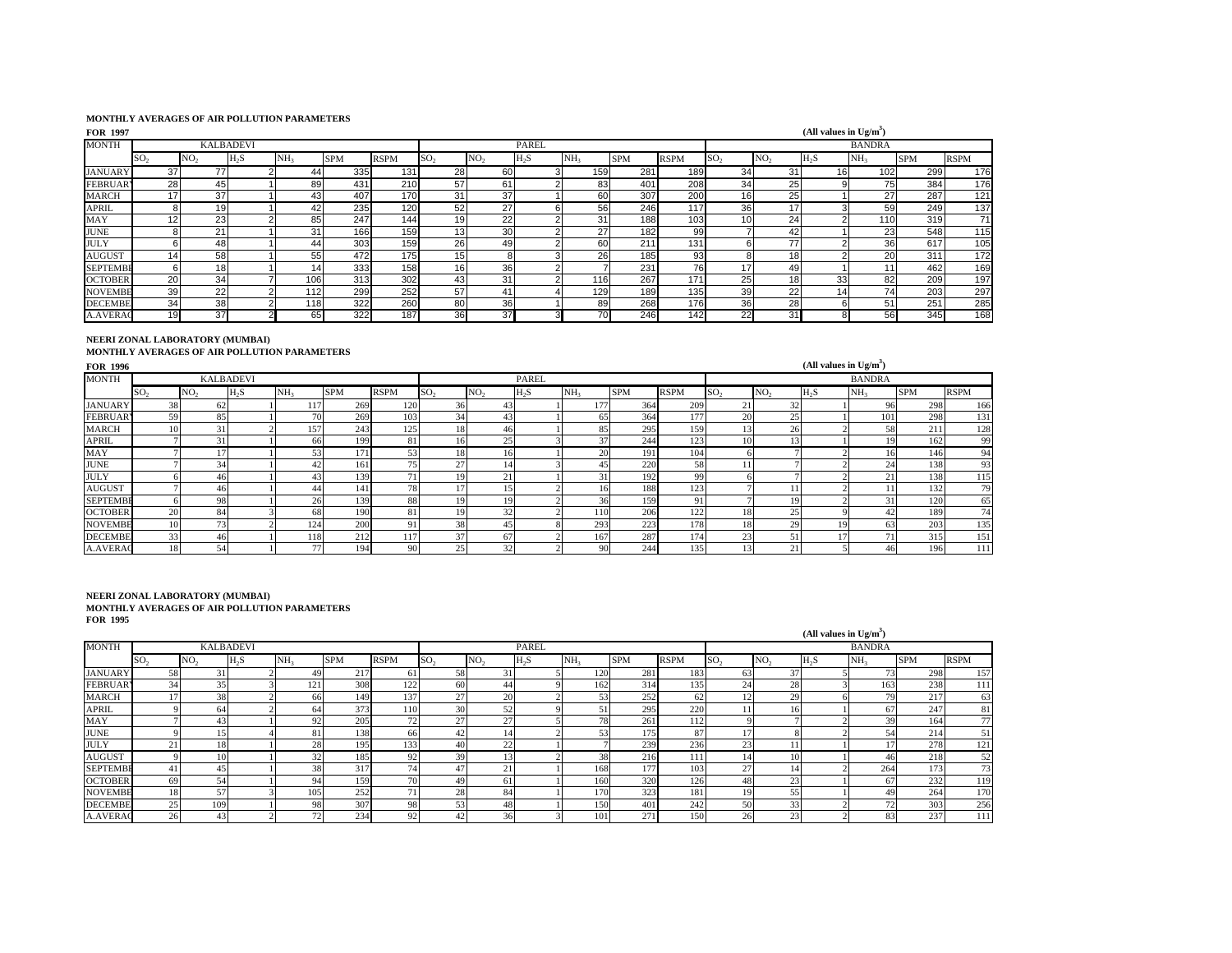**MONTHLY AVERAGES OF AIR POLLUTION PARAMETERS**

**FOR 1997** **(All values in Ug/m$^3$)**

| MONTH | KALBADEVI | | | | | | PAREL | | | | | | BANDRA | | | | | |
|---|---|---|---|---|---|---|---|---|---|---|---|---|---|---|---|---|---|---|
| | $SO_2$ | $NO_2$ | $H_2S$ | $NH_3$ | SPM | RSPM | $SO_2$ | $NO_2$ | $H_2S$ | $NH_3$ | SPM | RSPM | $SO_2$ | $NO_2$ | $H_2S$ | $NH_3$ | SPM | RSPM |
| JANUARY | 37 | 77 | 2 | 44 | 335 | 131 | 28 | 60 | 3 | 159 | 281 | 189 | 34 | 31 | 16 | 102 | 299 | 176 |
| FEBRUARY | 28 | 45 | 1 | 89 | 431 | 210 | 57 | 61 | 2 | 83 | 401 | 208 | 34 | 25 | 9 | 75 | 384 | 176 |
| MARCH | 17 | 37 | 1 | 43 | 407 | 170 | 31 | 37 | 1 | 60 | 307 | 200 | 16 | 25 | 1 | 27 | 287 | 121 |
| APRIL | 8 | 19 | 1 | 42 | 235 | 120 | 52 | 27 | 6 | 56 | 246 | 117 | 36 | 17 | 3 | 59 | 249 | 137 |
| MAY | 12 | 23 | 2 | 85 | 247 | 144 | 19 | 22 | 2 | 31 | 188 | 103 | 10 | 24 | 2 | 110 | 319 | 71 |
| JUNE | 8 | 21 | 1 | 31 | 166 | 159 | 13 | 30 | 2 | 27 | 182 | 99 | 7 | 42 | 1 | 23 | 548 | 115 |
| JULY | 6 | 48 | 1 | 44 | 303 | 159 | 26 | 49 | 2 | 60 | 211 | 131 | 6 | 77 | 2 | 36 | 617 | 105 |
| AUGUST | 14 | 58 | 1 | 55 | 472 | 175 | 15 | 8 | 3 | 26 | 185 | 93 | 8 | 18 | 2 | 20 | 311 | 172 |
| SEPTEMBER | 6 | 18 | 1 | 14 | 333 | 158 | 16 | 36 | 2 | 7 | 231 | 76 | 17 | 49 | 1 | 11 | 462 | 169 |
| OCTOBER | 20 | 34 | 7 | 106 | 313 | 302 | 43 | 31 | 2 | 116 | 267 | 171 | 25 | 18 | 33 | 82 | 209 | 197 |
| NOVEMBER | 39 | 22 | 2 | 112 | 299 | 252 | 57 | 41 | 4 | 129 | 189 | 135 | 39 | 22 | 14 | 74 | 203 | 297 |
| DECEMBER | 34 | 38 | 2 | 118 | 322 | 260 | 80 | 36 | 1 | 89 | 268 | 176 | 36 | 28 | 6 | 51 | 251 | 285 |
| A.AVERAGE | 19 | 37 | 2 | 65 | 322 | 187 | 36 | 37 | 3 | 70 | 246 | 142 | 22 | 31 | 8 | 56 | 345 | 168 |

**NEERI ZONAL LABORATORY (MUMBAI)**

**MONTHLY AVERAGES OF AIR POLLUTION PARAMETERS**

**FOR 1996** **(All values in Ug/m$^3$)**

| MONTH | KALBADEVI | | | | | | PAREL | | | | | | BANDRA | | | | | |
|---|---|---|---|---|---|---|---|---|---|---|---|---|---|---|---|---|---|---|
| | $SO_2$ | $NO_2$ | $H_2S$ | $NH_3$ | SPM | RSPM | $SO_2$ | $NO_2$ | $H_2S$ | $NH_3$ | SPM | RSPM | $SO_2$ | $NO_2$ | $H_2S$ | $NH_3$ | SPM | RSPM |
| JANUARY | 38 | 62 | 1 | 117 | 269 | 120 | 36 | 43 | 1 | 177 | 364 | 209 | 21 | 32 | 1 | 96 | 298 | 166 |
| FEBRUARY | 59 | 85 | 1 | 70 | 269 | 103 | 34 | 43 | 1 | 65 | 364 | 177 | 20 | 25 | 1 | 101 | 298 | 131 |
| MARCH | 10 | 31 | 2 | 157 | 243 | 125 | 18 | 46 | 1 | 85 | 295 | 159 | 13 | 26 | 2 | 58 | 211 | 128 |
| APRIL | 7 | 31 | 1 | 66 | 199 | 81 | 16 | 25 | 3 | 37 | 244 | 123 | 10 | 13 | 1 | 19 | 162 | 99 |
| MAY | 7 | 17 | 1 | 53 | 171 | 53 | 18 | 16 | 1 | 20 | 191 | 104 | 6 | 7 | 2 | 16 | 146 | 94 |
| JUNE | 7 | 34 | 1 | 42 | 161 | 75 | 27 | 14 | 3 | 45 | 220 | 58 | 11 | 7 | 2 | 24 | 138 | 93 |
| JULY | 6 | 46 | 1 | 43 | 139 | 71 | 19 | 21 | 1 | 31 | 192 | 99 | 6 | 7 | 2 | 21 | 138 | 115 |
| AUGUST | 7 | 46 | 1 | 44 | 141 | 78 | 17 | 15 | 2 | 16 | 188 | 123 | 7 | 11 | 2 | 11 | 132 | 79 |
| SEPTEMBER | 6 | 98 | 1 | 26 | 139 | 88 | 19 | 19 | 2 | 36 | 159 | 91 | 7 | 19 | 2 | 31 | 120 | 65 |
| OCTOBER | 20 | 84 | 3 | 68 | 190 | 81 | 19 | 32 | 2 | 110 | 206 | 122 | 18 | 25 | 9 | 42 | 189 | 74 |
| NOVEMBER | 10 | 73 | 2 | 124 | 200 | 91 | 38 | 45 | 8 | 293 | 223 | 178 | 18 | 29 | 19 | 63 | 203 | 135 |
| DECEMBER | 33 | 46 | 1 | 118 | 212 | 117 | 37 | 67 | 2 | 167 | 287 | 174 | 23 | 51 | 17 | 71 | 315 | 151 |
| A.AVERAGE | 18 | 54 | 1 | 77 | 194 | 90 | 25 | 32 | 2 | 90 | 244 | 135 | 13 | 21 | 5 | 46 | 196 | 111 |

**NEERI ZONAL LABORATORY (MUMBAI)**

**MONTHLY AVERAGES OF AIR POLLUTION PARAMETERS**

**FOR 1995**

**(All values in Ug/m$^3$)**

| MONTH | KALBADEVI | | | | | | PAREL | | | | | | BANDRA | | | | | |
|---|---|---|---|---|---|---|---|---|---|---|---|---|---|---|---|---|---|---|
| | $SO_2$ | $NO_2$ | $H_2S$ | $NH_3$ | SPM | RSPM | $SO_2$ | $NO_2$ | $H_2S$ | $NH_3$ | SPM | RSPM | $SO_2$ | $NO_2$ | $H_2S$ | $NH_3$ | SPM | RSPM |
| JANUARY | 58 | 31 | 2 | 49 | 217 | 61 | 58 | 31 | 5 | 120 | 281 | 183 | 63 | 37 | 5 | 73 | 298 | 157 |
| FEBRUARY | 34 | 35 | 3 | 121 | 308 | 122 | 60 | 44 | 9 | 162 | 314 | 135 | 24 | 28 | 3 | 163 | 238 | 111 |
| MARCH | 17 | 38 | 2 | 66 | 149 | 137 | 27 | 20 | 2 | 53 | 252 | 62 | 12 | 29 | 6 | 79 | 217 | 63 |
| APRIL | 9 | 64 | 2 | 64 | 373 | 110 | 30 | 52 | 9 | 51 | 295 | 220 | 11 | 16 | 1 | 67 | 247 | 81 |
| MAY | 7 | 43 | 1 | 92 | 205 | 72 | 27 | 27 | 5 | 78 | 261 | 112 | 9 | 7 | 2 | 39 | 164 | 77 |
| JUNE | 9 | 15 | 4 | 81 | 138 | 66 | 42 | 14 | 2 | 53 | 175 | 87 | 17 | 8 | 2 | 54 | 214 | 51 |
| JULY | 21 | 18 | 1 | 28 | 195 | 133 | 40 | 22 | 1 | 7 | 239 | 236 | 23 | 11 | 1 | 17 | 278 | 121 |
| AUGUST | 9 | 10 | 1 | 32 | 185 | 92 | 39 | 13 | 2 | 38 | 216 | 111 | 14 | 10 | 1 | 46 | 218 | 52 |
| SEPTEMBER | 41 | 45 | 1 | 38 | 317 | 74 | 47 | 21 | 1 | 168 | 177 | 103 | 27 | 14 | 2 | 264 | 173 | 73 |
| OCTOBER | 69 | 54 | 1 | 94 | 159 | 70 | 49 | 61 | 1 | 160 | 320 | 126 | 48 | 23 | 1 | 67 | 232 | 119 |
| NOVEMBER | 18 | 57 | 3 | 105 | 252 | 71 | 28 | 84 | 1 | 170 | 323 | 181 | 19 | 55 | 1 | 49 | 264 | 170 |
| DECEMBER | 25 | 109 | 1 | 98 | 307 | 98 | 53 | 48 | 1 | 150 | 401 | 242 | 50 | 33 | 2 | 72 | 303 | 256 |
| A.AVERAGE | 26 | 43 | 2 | 72 | 234 | 92 | 42 | 36 | 3 | 101 | 271 | 150 | 26 | 23 | 2 | 83 | 237 | 111 |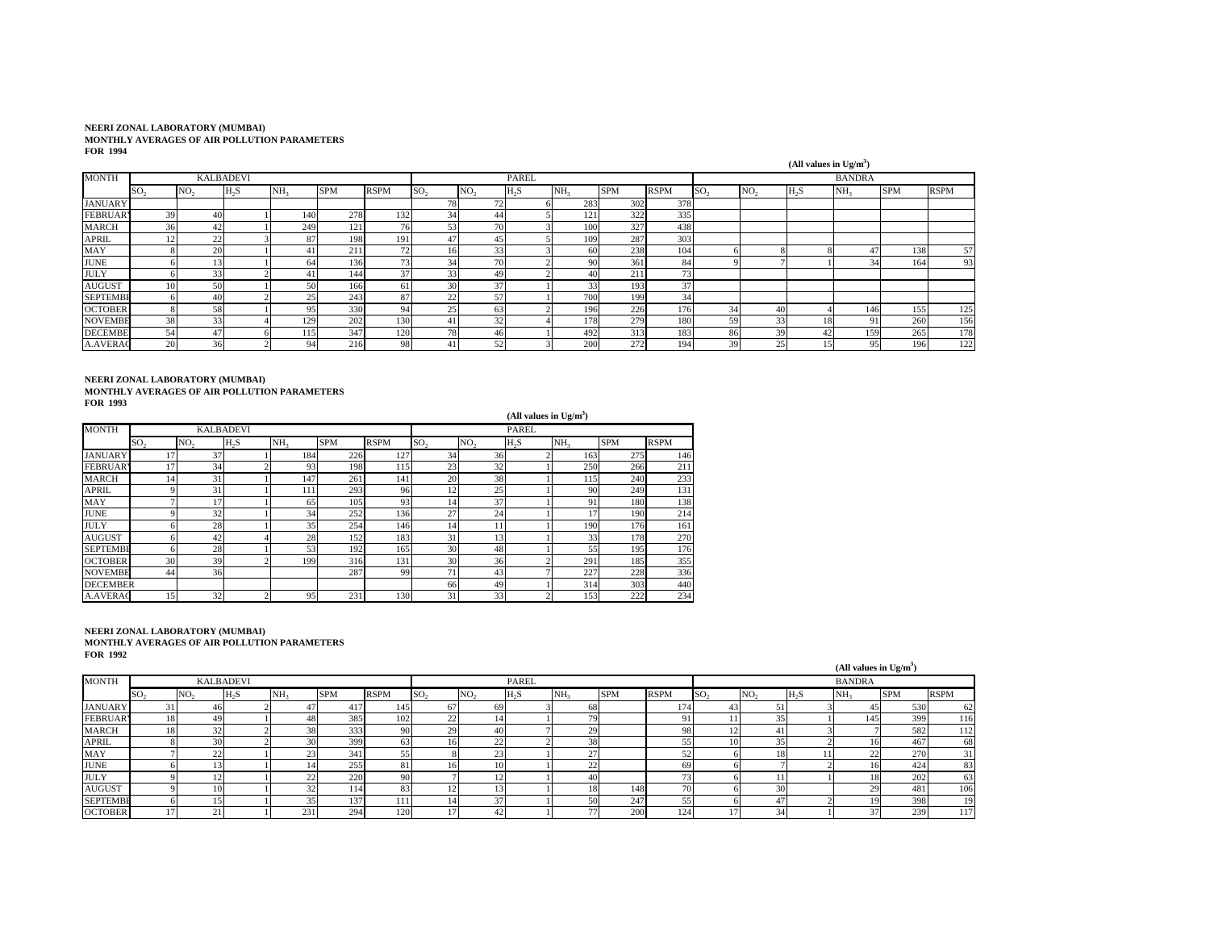**NEERI ZONAL LABORATORY (MUMBAI)**
**MONTHLY AVERAGES OF AIR POLLUTION PARAMETERS**
**FOR 1994**

**(All values in Ug/m$^3$)**

| MONTH | KALBADEVI | | | | | | PAREL | | | | | | BANDRA | | | | | |
|---|---|---|---|---|---|---|---|---|---|---|---|---|---|---|---|---|---|---|
| | $SO_2$ | $NO_2$ | $H_2S$ | $NH_3$ | SPM | RSPM | $SO_2$ | $NO_2$ | $H_2S$ | $NH_3$ | SPM | RSPM | $SO_2$ | $NO_2$ | $H_2S$ | $NH_3$ | SPM | RSPM |
| JANUARY | | | | | | | 78 | 72 | 6 | 283 | 302 | 378 | | | | | | |
| FEBRUARY | 39 | 40 | 1 | 140 | 278 | 132 | 34 | 44 | 5 | 121 | 322 | 335 | | | | | | |
| MARCH | 36 | 42 | 1 | 249 | 121 | 76 | 53 | 70 | 3 | 100 | 327 | 438 | | | | | | |
| APRIL | 12 | 22 | 3 | 87 | 198 | 191 | 47 | 45 | 5 | 109 | 287 | 303 | | | | | | |
| MAY | 8 | 20 | 1 | 41 | 211 | 72 | 16 | 33 | 3 | 60 | 238 | 104 | 6 | 8 | 8 | 47 | 138 | 57 |
| JUNE | 6 | 13 | 1 | 64 | 136 | 73 | 34 | 70 | 2 | 90 | 361 | 84 | 9 | 7 | 1 | 34 | 164 | 93 |
| JULY | 6 | 33 | 2 | 41 | 144 | 37 | 33 | 49 | 2 | 40 | 211 | 73 | | | | | | |
| AUGUST | 10 | 50 | 1 | 50 | 166 | 61 | 30 | 37 | 1 | 33 | 193 | 37 | | | | | | |
| SEPTEMBE | 6 | 40 | 2 | 25 | 243 | 87 | 22 | 57 | 1 | 700 | 199 | 34 | | | | | | |
| OCTOBER | 8 | 58 | 1 | 95 | 330 | 94 | 25 | 63 | 2 | 196 | 226 | 176 | 34 | 40 | 4 | 146 | 155 | 125 |
| NOVEMBE | 38 | 33 | 4 | 129 | 202 | 130 | 41 | 32 | 4 | 178 | 279 | 180 | 59 | 33 | 18 | 91 | 260 | 156 |
| DECEMBE | 54 | 47 | 6 | 115 | 347 | 120 | 78 | 46 | 1 | 492 | 313 | 183 | 86 | 39 | 42 | 159 | 265 | 178 |
| A.AVERAG | 20 | 36 | 2 | 94 | 216 | 98 | 41 | 52 | 3 | 200 | 272 | 194 | 39 | 25 | 15 | 95 | 196 | 122 |

**NEERI ZONAL LABORATORY (MUMBAI)**
**MONTHLY AVERAGES OF AIR POLLUTION PARAMETERS**
**FOR 1993**

**(All values in Ug/m$^3$)**

| MONTH | KALBADEVI | | | | | | PAREL | | | | | |
|---|---|---|---|---|---|---|---|---|---|---|---|---|
| | $SO_2$ | $NO_2$ | $H_2S$ | $NH_3$ | SPM | RSPM | $SO_2$ | $NO_2$ | $H_2S$ | $NH_3$ | SPM | RSPM |
| JANUARY | 17 | 37 | 1 | 184 | 226 | 127 | 34 | 36 | 2 | 163 | 275 | 146 |
| FEBRUARY | 17 | 34 | 2 | 93 | 198 | 115 | 23 | 32 | 1 | 250 | 266 | 211 |
| MARCH | 14 | 31 | 1 | 147 | 261 | 141 | 20 | 38 | 1 | 115 | 240 | 233 |
| APRIL | 9 | 31 | 1 | 111 | 293 | 96 | 12 | 25 | 1 | 90 | 249 | 131 |
| MAY | 7 | 17 | 1 | 65 | 105 | 93 | 14 | 37 | 1 | 91 | 180 | 138 |
| JUNE | 9 | 32 | 1 | 34 | 252 | 136 | 27 | 24 | 1 | 17 | 190 | 214 |
| JULY | 6 | 28 | 1 | 35 | 254 | 146 | 14 | 11 | 1 | 190 | 176 | 161 |
| AUGUST | 6 | 42 | 4 | 28 | 152 | 183 | 31 | 13 | 1 | 33 | 178 | 270 |
| SEPTEMBE | 6 | 28 | 1 | 53 | 192 | 165 | 30 | 48 | 1 | 55 | 195 | 176 |
| OCTOBER | 30 | 39 | 2 | 199 | 316 | 131 | 30 | 36 | 2 | 291 | 185 | 355 |
| NOVEMBE | 44 | 36 | | | 287 | 99 | 71 | 43 | 7 | 227 | 228 | 336 |
| DECEMBER | | | | | | | 66 | 49 | 1 | 314 | 303 | 440 |
| A.AVERAG | 15 | 32 | 2 | 95 | 231 | 130 | 31 | 33 | 2 | 153 | 222 | 234 |

**NEERI ZONAL LABORATORY (MUMBAI)**
**MONTHLY AVERAGES OF AIR POLLUTION PARAMETERS**
**FOR 1992**

**(All values in Ug/m$^3$)**

| MONTH | KALBADEVI | | | | | | PAREL | | | | | | BANDRA | | | | | |
|---|---|---|---|---|---|---|---|---|---|---|---|---|---|---|---|---|---|---|
| | $SO_2$ | $NO_2$ | $H_2S$ | $NH_3$ | SPM | RSPM | $SO_2$ | $NO_2$ | $H_2S$ | $NH_3$ | SPM | RSPM | $SO_2$ | $NO_2$ | $H_2S$ | $NH_3$ | SPM | RSPM |
| JANUARY | 31 | 46 | 2 | 47 | 417 | 145 | 67 | 69 | 3 | 68 | | 174 | 43 | 51 | 3 | 45 | 530 | 62 |
| FEBRUARY | 18 | 49 | 1 | 48 | 385 | 102 | 22 | 14 | 1 | 79 | | 91 | 11 | 35 | 1 | 145 | 399 | 116 |
| MARCH | 18 | 32 | 2 | 38 | 333 | 90 | 29 | 40 | 7 | 29 | | 98 | 12 | 41 | 3 | 7 | 582 | 112 |
| APRIL | 8 | 30 | 2 | 30 | 399 | 63 | 16 | 22 | 2 | 38 | | 55 | 10 | 35 | 2 | 16 | 467 | 68 |
| MAY | 7 | 22 | 1 | 23 | 341 | 55 | 8 | 23 | 1 | 27 | | 52 | 6 | 18 | 11 | 22 | 270 | 31 |
| JUNE | 6 | 13 | 1 | 14 | 255 | 81 | 16 | 10 | 1 | 22 | | 69 | 6 | 7 | 2 | 16 | 424 | 83 |
| JULY | 9 | 12 | 1 | 22 | 220 | 90 | 7 | 12 | 1 | 40 | | 73 | 6 | 11 | 1 | 18 | 202 | 63 |
| AUGUST | 9 | 10 | 1 | 32 | 114 | 83 | 12 | 13 | 1 | 18 | 148 | 70 | 6 | 30 | | 29 | 481 | 106 |
| SEPTEMBE | 6 | 15 | 1 | 35 | 137 | 111 | 14 | 37 | 1 | 50 | 247 | 55 | 6 | 47 | 2 | 19 | 398 | 19 |
| OCTOBER | 17 | 21 | 1 | 231 | 294 | 120 | 17 | 42 | 1 | 77 | 200 | 124 | 17 | 34 | 1 | 37 | 239 | 117 |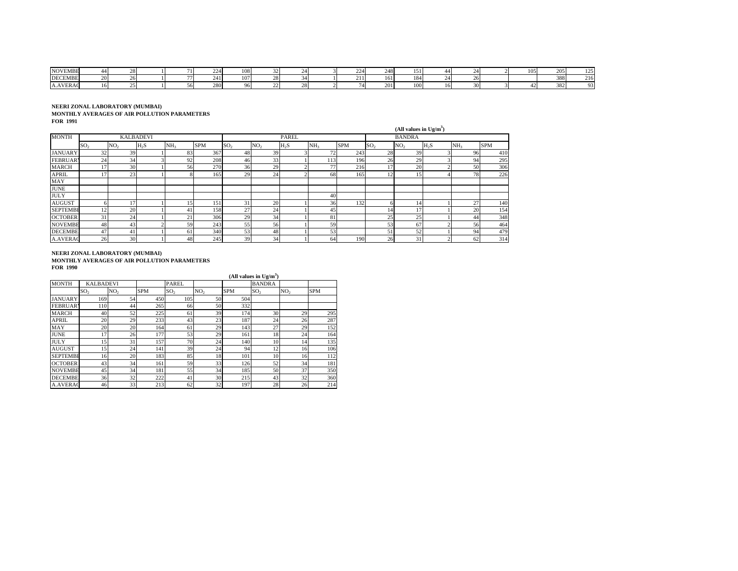| | | | | | | | | | | | | | | | | | | |
|---|---|---|---|---|---|---|---|---|---|---|---|---|---|---|---|---|---|---|
| NOVEMBE | 44 | 28 | 1 | 71 | 224 | 108 | 32 | 24 | 3 | 224 | 248 | 151 | 44 | 24 | 2 | 105 | 205 | 125 |
| DECEMBE | 20 | 26 | 1 | 77 | 241 | 107 | 28 | 34 | 1 | 211 | 161 | 184 | 24 | 26 | | | 388 | 216 |
| A.AVERAG | 16 | 25 | 1 | 56 | 280 | 96 | 22 | 28 | 2 | 74 | 201 | 100 | 16 | 30 | 3 | 42 | 382 | 93 |

**NEERI ZONAL LABORATORY (MUMBAI)**
**MONTHLY AVERAGES OF AIR POLLUTION PARAMETERS**
**FOR 1991**

**(All values in Ug/m$^3$)**

| MONTH | KALBADEVI | | | | | PAREL | | | | | BANDRA | | | | |
|---|---|---|---|---|---|---|---|---|---|---|---|---|---|---|---|
| | $SO_2$ | $NO_2$ | $H_2S$ | $NH_3$ | SPM | $SO_2$ | $NO_2$ | $H_2S$ | $NH_3$ | SPM | $SO_2$ | $NO_2$ | $H_2S$ | $NH_3$ | SPM |
| JANUARY | 32 | 39 | 1 | 83 | 367 | 48 | 39 | 3 | 72 | 243 | 28 | 39 | 3 | 96 | 410 |
| FEBRUARY | 24 | 34 | 3 | 92 | 208 | 46 | 33 | 1 | 113 | 196 | 26 | 29 | 3 | 94 | 295 |
| MARCH | 17 | 30 | 1 | 56 | 270 | 36 | 29 | 2 | 77 | 216 | 17 | 20 | 2 | 50 | 306 |
| APRIL | 17 | 23 | 1 | 8 | 165 | 29 | 24 | 2 | 68 | 165 | 12 | 15 | 4 | 78 | 226 |
| MAY | | | | | | | | | | | | | | | |
| JUNE | | | | | | | | | | | | | | | |
| JULY | | | | | | | | | 40 | | | | | | |
| AUGUST | 6 | 17 | 1 | 15 | 151 | 31 | 20 | 1 | 36 | 132 | 6 | 14 | 1 | 27 | 140 |
| SEPTEMBE | 12 | 20 | 1 | 41 | 158 | 27 | 24 | 1 | 45 | | 14 | 17 | 1 | 20 | 154 |
| OCTOBER | 31 | 24 | 1 | 21 | 306 | 29 | 34 | 1 | 81 | | 25 | 25 | 1 | 44 | 348 |
| NOVEMBE | 48 | 43 | 2 | 59 | 243 | 55 | 56 | 1 | 59 | | 53 | 67 | 2 | 56 | 464 |
| DECEMBE | 47 | 41 | 1 | 61 | 340 | 53 | 48 | 1 | 53 | | 51 | 52 | 1 | 94 | 479 |
| A.AVERAG | 26 | 30 | 1 | 48 | 245 | 39 | 34 | 1 | 64 | 190 | 26 | 31 | 2 | 62 | 314 |

**NEERI ZONAL LABORATORY (MUMBAI)**
**MONTHLY AVERAGES OF AIR POLLUTION PARAMETERS**
**FOR 1990**

**(All values in Ug/m$^3$)**

| MONTH | KALBADEVI | | | PAREL | | | BANDRA | | |
|---|---|---|---|---|---|---|---|---|---|
| | $SO_2$ | $NO_2$ | SPM | $SO_2$ | $NO_2$ | SPM | $SO_2$ | $NO_2$ | SPM |
| JANUARY | 169 | 54 | 450 | 105 | 50 | 504 | | | |
| FEBRUARY | 110 | 44 | 265 | 66 | 50 | 332 | | | |
| MARCH | 40 | 52 | 225 | 61 | 39 | 174 | 30 | 29 | 295 |
| APRIL | 20 | 29 | 233 | 43 | 23 | 187 | 24 | 26 | 287 |
| MAY | 20 | 20 | 164 | 61 | 29 | 143 | 27 | 29 | 152 |
| JUNE | 17 | 26 | 177 | 53 | 29 | 161 | 18 | 24 | 164 |
| JULY | 15 | 31 | 157 | 70 | 24 | 140 | 10 | 14 | 135 |
| AUGUST | 15 | 24 | 141 | 39 | 24 | 94 | 12 | 16 | 106 |
| SEPTEMBE | 16 | 20 | 183 | 85 | 18 | 101 | 10 | 16 | 112 |
| OCTOBER | 43 | 34 | 161 | 59 | 33 | 126 | 52 | 34 | 181 |
| NOVEMBE | 45 | 34 | 181 | 55 | 34 | 185 | 50 | 37 | 350 |
| DECEMBE | 36 | 32 | 222 | 41 | 30 | 215 | 43 | 32 | 360 |
| A.AVERAG | 46 | 33 | 213 | 62 | 32 | 197 | 28 | 26 | 214 |